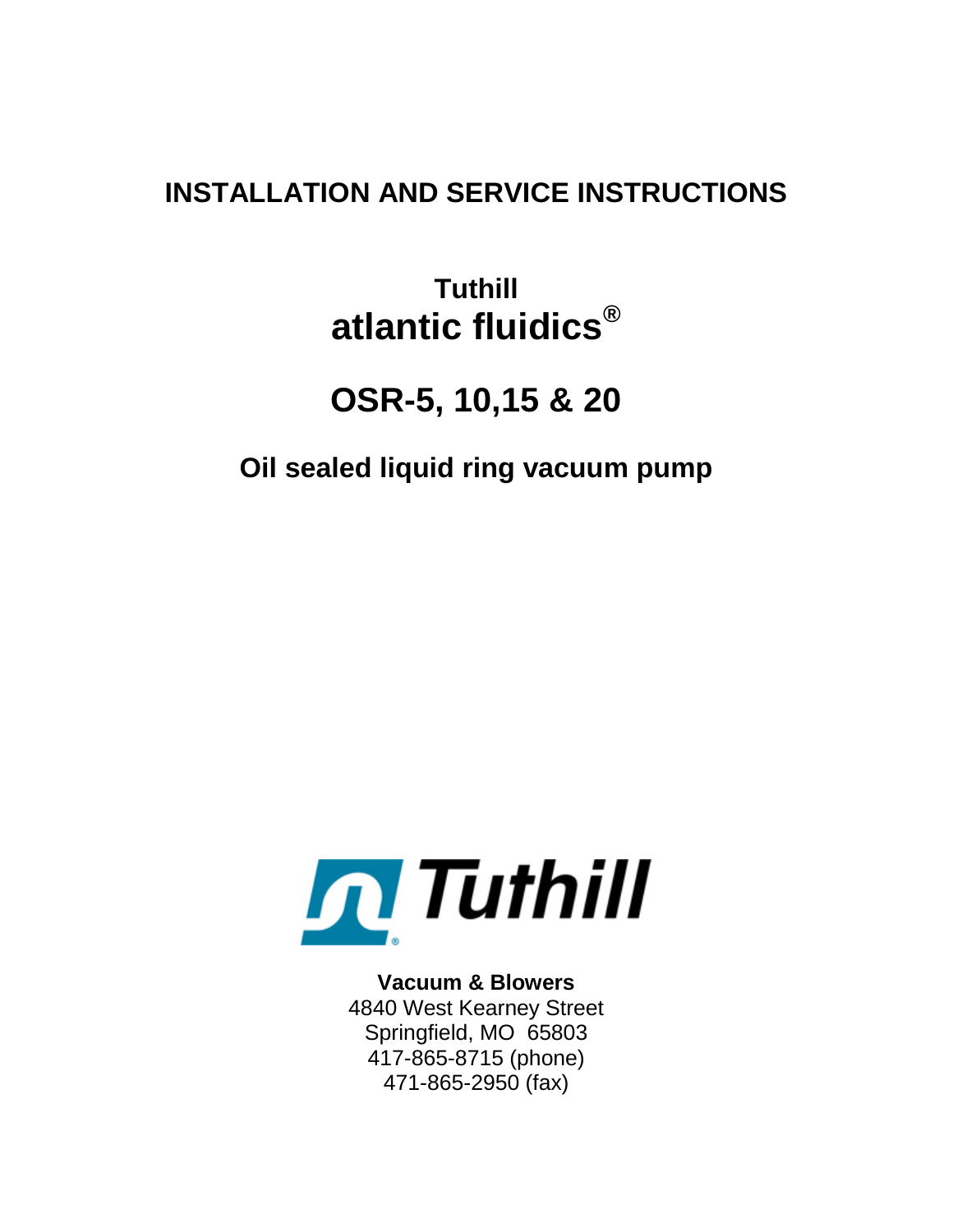# INSTALLATION AND SERVICE INSTRUCTIONS

## Tuthill
## atlantic fluidics®

# OSR-5, 10,15 & 20

## Oil sealed liquid ring vacuum pump

Tuthill

**Vacuum & Blowers**
4840 West Kearney Street
Springfield, MO 65803
417-865-8715 (phone)
471-865-2950 (fax)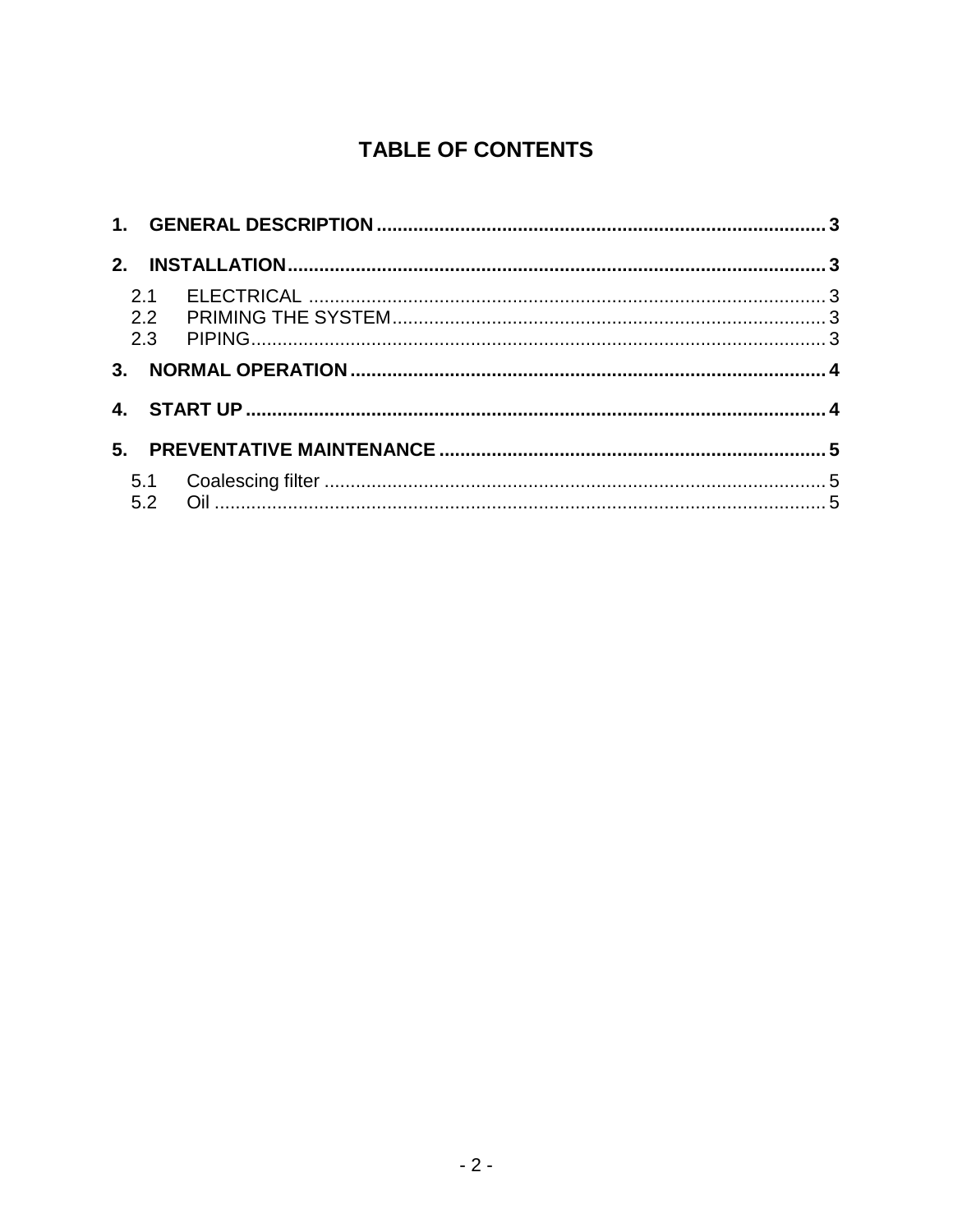# TABLE OF CONTENTS

**1. GENERAL DESCRIPTION .................................................................................... 3**

**2. INSTALLATION.................................................................................................... 3**

2.1 ELECTRICAL ................................................................................................. 3
2.2 PRIMING THE SYSTEM.................................................................................. 3
2.3 PIPING............................................................................................................ 3

**3. NORMAL OPERATION ........................................................................................ 4**

**4. START UP ............................................................................................................ 4**

**5. PREVENTATIVE MAINTENANCE ........................................................................ 5**

5.1 Coalescing filter ............................................................................................... 5
5.2 Oil .................................................................................................................... 5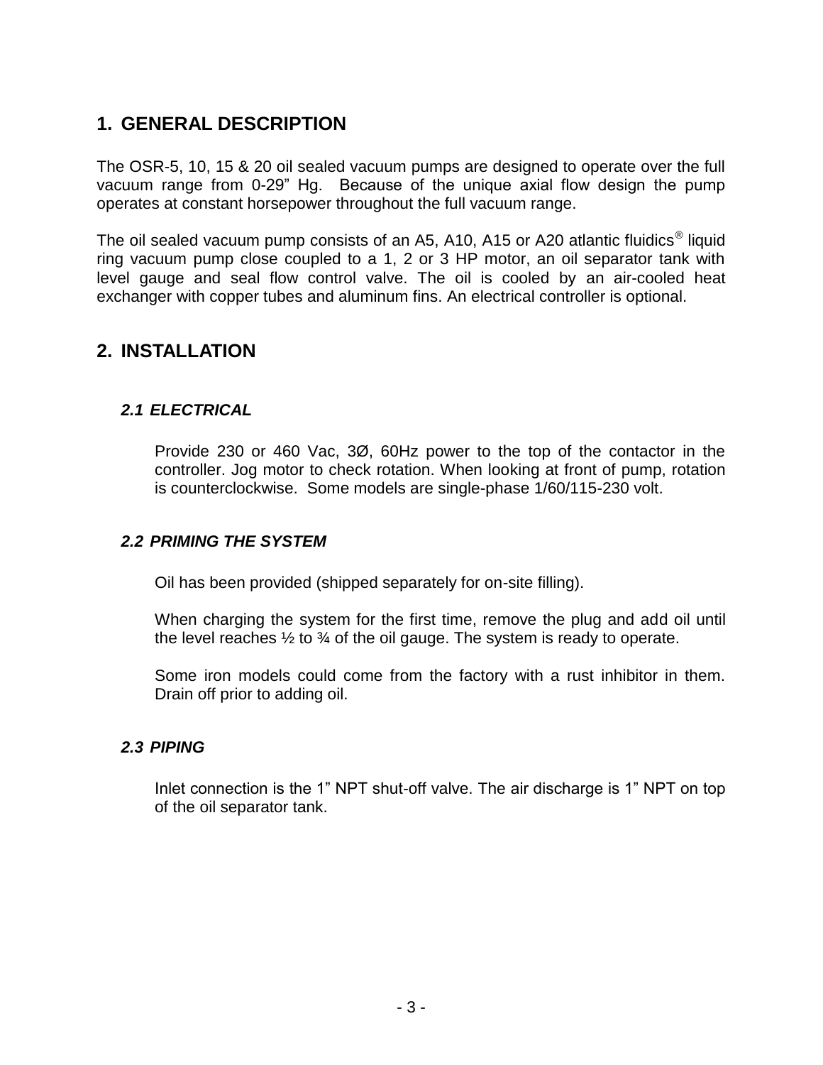## 1. GENERAL DESCRIPTION

The OSR-5, 10, 15 & 20 oil sealed vacuum pumps are designed to operate over the full vacuum range from 0-29” Hg. Because of the unique axial flow design the pump operates at constant horsepower throughout the full vacuum range.

The oil sealed vacuum pump consists of an A5, A10, A15 or A20 atlantic fluidics® liquid ring vacuum pump close coupled to a 1, 2 or 3 HP motor, an oil separator tank with level gauge and seal flow control valve. The oil is cooled by an air-cooled heat exchanger with copper tubes and aluminum fins. An electrical controller is optional.

## 2. INSTALLATION

### *2.1 ELECTRICAL*

Provide 230 or 460 Vac, 3Ø, 60Hz power to the top of the contactor in the controller. Jog motor to check rotation. When looking at front of pump, rotation is counterclockwise. Some models are single-phase 1/60/115-230 volt.

### *2.2 PRIMING THE SYSTEM*

Oil has been provided (shipped separately for on-site filling).

When charging the system for the first time, remove the plug and add oil until the level reaches ½ to ¾ of the oil gauge. The system is ready to operate.

Some iron models could come from the factory with a rust inhibitor in them. Drain off prior to adding oil.

### *2.3 PIPING*

Inlet connection is the 1” NPT shut-off valve. The air discharge is 1” NPT on top of the oil separator tank.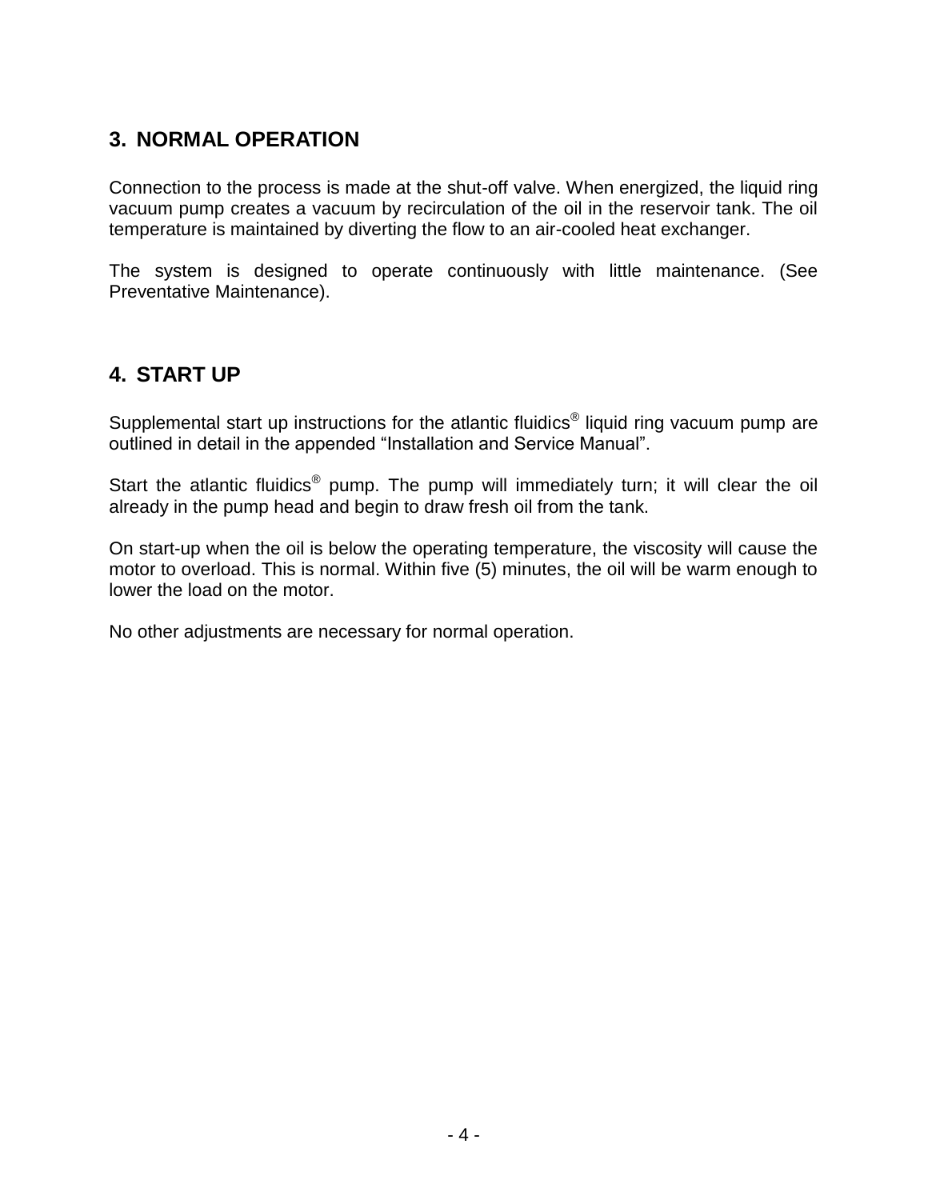## 3. NORMAL OPERATION

Connection to the process is made at the shut-off valve. When energized, the liquid ring vacuum pump creates a vacuum by recirculation of the oil in the reservoir tank. The oil temperature is maintained by diverting the flow to an air-cooled heat exchanger.

The system is designed to operate continuously with little maintenance. (See Preventative Maintenance).

## 4. START UP

Supplemental start up instructions for the atlantic fluidics® liquid ring vacuum pump are outlined in detail in the appended "Installation and Service Manual".

Start the atlantic fluidics® pump. The pump will immediately turn; it will clear the oil already in the pump head and begin to draw fresh oil from the tank.

On start-up when the oil is below the operating temperature, the viscosity will cause the motor to overload. This is normal. Within five (5) minutes, the oil will be warm enough to lower the load on the motor.

No other adjustments are necessary for normal operation.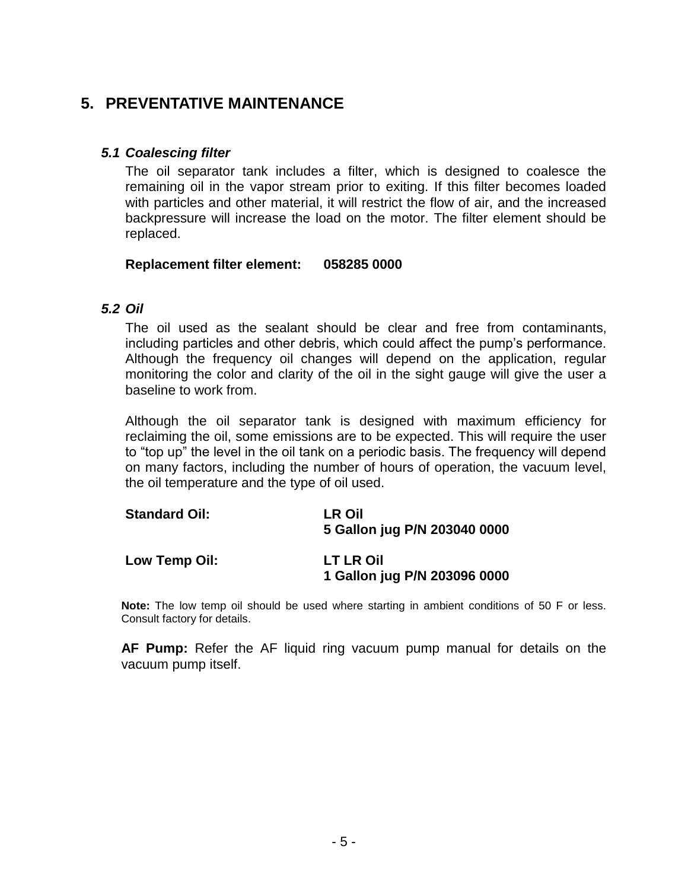# 5. PREVENTATIVE MAINTENANCE

### *5.1 Coalescing filter*

The oil separator tank includes a filter, which is designed to coalesce the remaining oil in the vapor stream prior to exiting. If this filter becomes loaded with particles and other material, it will restrict the flow of air, and the increased backpressure will increase the load on the motor. The filter element should be replaced.

**Replacement filter element: 058285 0000**

### *5.2 Oil*

The oil used as the sealant should be clear and free from contaminants, including particles and other debris, which could affect the pump's performance. Although the frequency oil changes will depend on the application, regular monitoring the color and clarity of the oil in the sight gauge will give the user a baseline to work from.

Although the oil separator tank is designed with maximum efficiency for reclaiming the oil, some emissions are to be expected. This will require the user to "top up" the level in the oil tank on a periodic basis. The frequency will depend on many factors, including the number of hours of operation, the vacuum level, the oil temperature and the type of oil used.

| | |
|---|---|
| **Standard Oil:** | **LR Oil**<br>**5 Gallon jug P/N 203040 0000** |
| **Low Temp Oil:** | **LT LR Oil**<br>**1 Gallon jug P/N 203096 0000** |

**Note:** The low temp oil should be used where starting in ambient conditions of 50 F or less. Consult factory for details.

**AF Pump:** Refer the AF liquid ring vacuum pump manual for details on the vacuum pump itself.